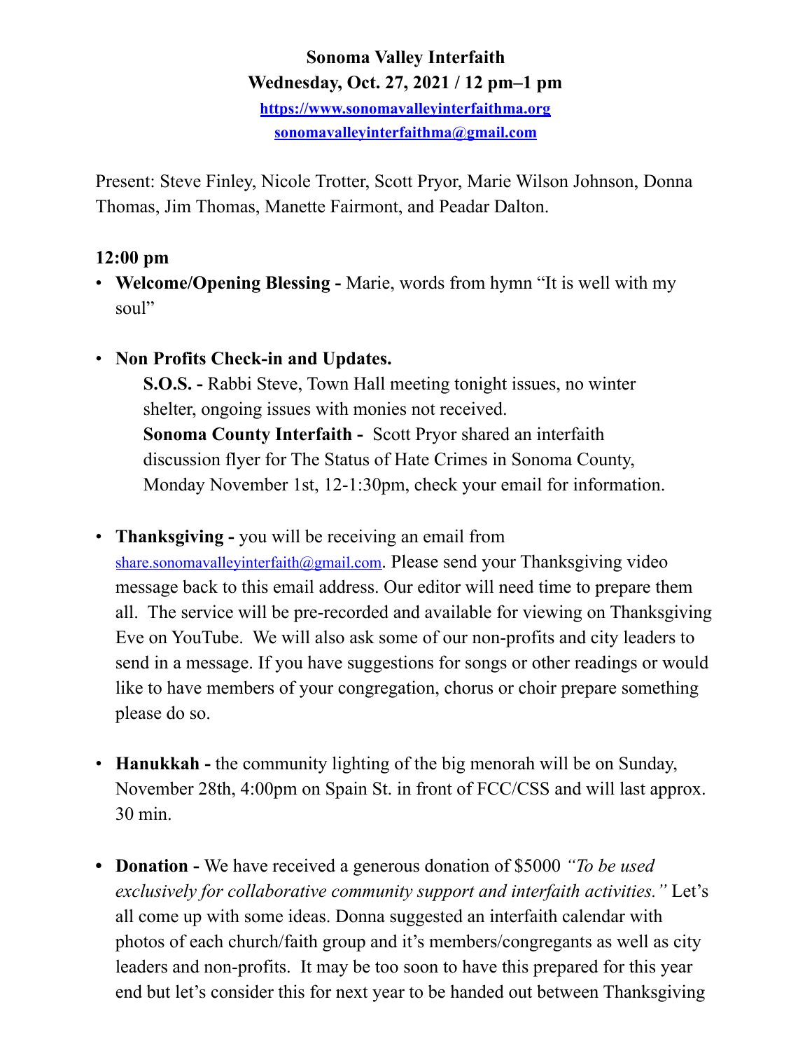**Sonoma Valley Interfaith**
**Wednesday, Oct. 27, 2021 / 12 pm–1 pm**
**https://www.sonomavalleyinterfaithma.org**
**sonomavalleyinterfaithma@gmail.com**

Present: Steve Finley, Nicole Trotter, Scott Pryor, Marie Wilson Johnson, Donna Thomas, Jim Thomas, Manette Fairmont, and Peadar Dalton.

**12:00 pm**

- **Welcome/Opening Blessing -** Marie, words from hymn "It is well with my soul"

- **Non Profits Check-in and Updates.**
  **S.O.S. -** Rabbi Steve, Town Hall meeting tonight issues, no winter shelter, ongoing issues with monies not received.
  **Sonoma County Interfaith -** Scott Pryor shared an interfaith discussion flyer for The Status of Hate Crimes in Sonoma County, Monday November 1st, 12-1:30pm, check your email for information.

- **Thanksgiving -** you will be receiving an email from share.sonomavalleyinterfaith@gmail.com. Please send your Thanksgiving video message back to this email address. Our editor will need time to prepare them all. The service will be pre-recorded and available for viewing on Thanksgiving Eve on YouTube. We will also ask some of our non-profits and city leaders to send in a message. If you have suggestions for songs or other readings or would like to have members of your congregation, chorus or choir prepare something please do so.

- **Hanukkah -** the community lighting of the big menorah will be on Sunday, November 28th, 4:00pm on Spain St. in front of FCC/CSS and will last approx. 30 min.

- **Donation -** We have received a generous donation of $5000 *"To be used exclusively for collaborative community support and interfaith activities."* Let's all come up with some ideas. Donna suggested an interfaith calendar with photos of each church/faith group and it's members/congregants as well as city leaders and non-profits. It may be too soon to have this prepared for this year end but let's consider this for next year to be handed out between Thanksgiving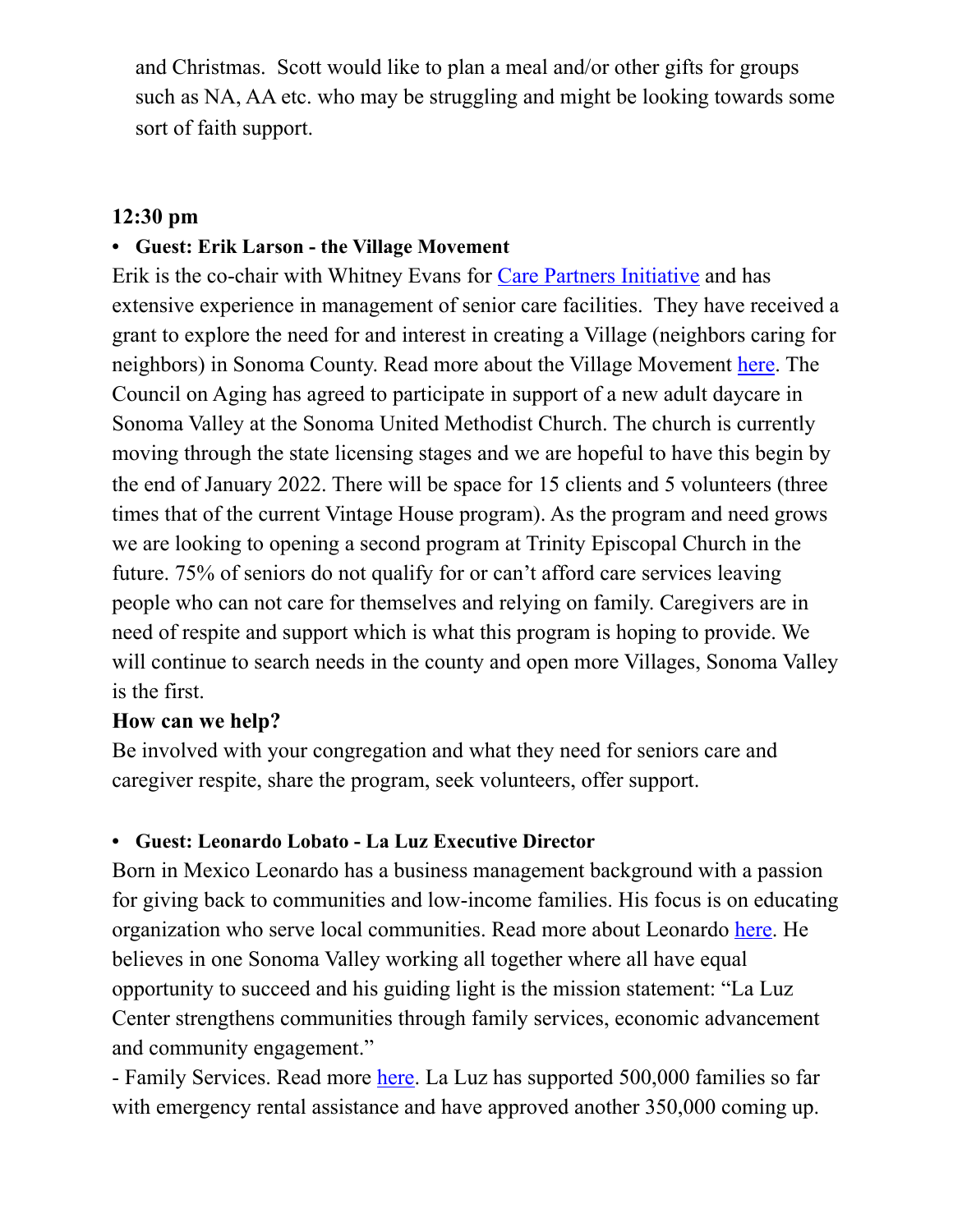and Christmas. Scott would like to plan a meal and/or other gifts for groups such as NA, AA etc. who may be struggling and might be looking towards some sort of faith support.

**12:30 pm**

- **Guest: Erik Larson - the Village Movement**

Erik is the co-chair with Whitney Evans for Care Partners Initiative and has extensive experience in management of senior care facilities. They have received a grant to explore the need for and interest in creating a Village (neighbors caring for neighbors) in Sonoma County. Read more about the Village Movement here. The Council on Aging has agreed to participate in support of a new adult daycare in Sonoma Valley at the Sonoma United Methodist Church. The church is currently moving through the state licensing stages and we are hopeful to have this begin by the end of January 2022. There will be space for 15 clients and 5 volunteers (three times that of the current Vintage House program). As the program and need grows we are looking to opening a second program at Trinity Episcopal Church in the future. 75% of seniors do not qualify for or can't afford care services leaving people who can not care for themselves and relying on family. Caregivers are in need of respite and support which is what this program is hoping to provide. We will continue to search needs in the county and open more Villages, Sonoma Valley is the first.

**How can we help?**

Be involved with your congregation and what they need for seniors care and caregiver respite, share the program, seek volunteers, offer support.

- **Guest: Leonardo Lobato - La Luz Executive Director**

Born in Mexico Leonardo has a business management background with a passion for giving back to communities and low-income families. His focus is on educating organization who serve local communities. Read more about Leonardo here. He believes in one Sonoma Valley working all together where all have equal opportunity to succeed and his guiding light is the mission statement: "La Luz Center strengthens communities through family services, economic advancement and community engagement."

- Family Services. Read more here. La Luz has supported 500,000 families so far with emergency rental assistance and have approved another 350,000 coming up.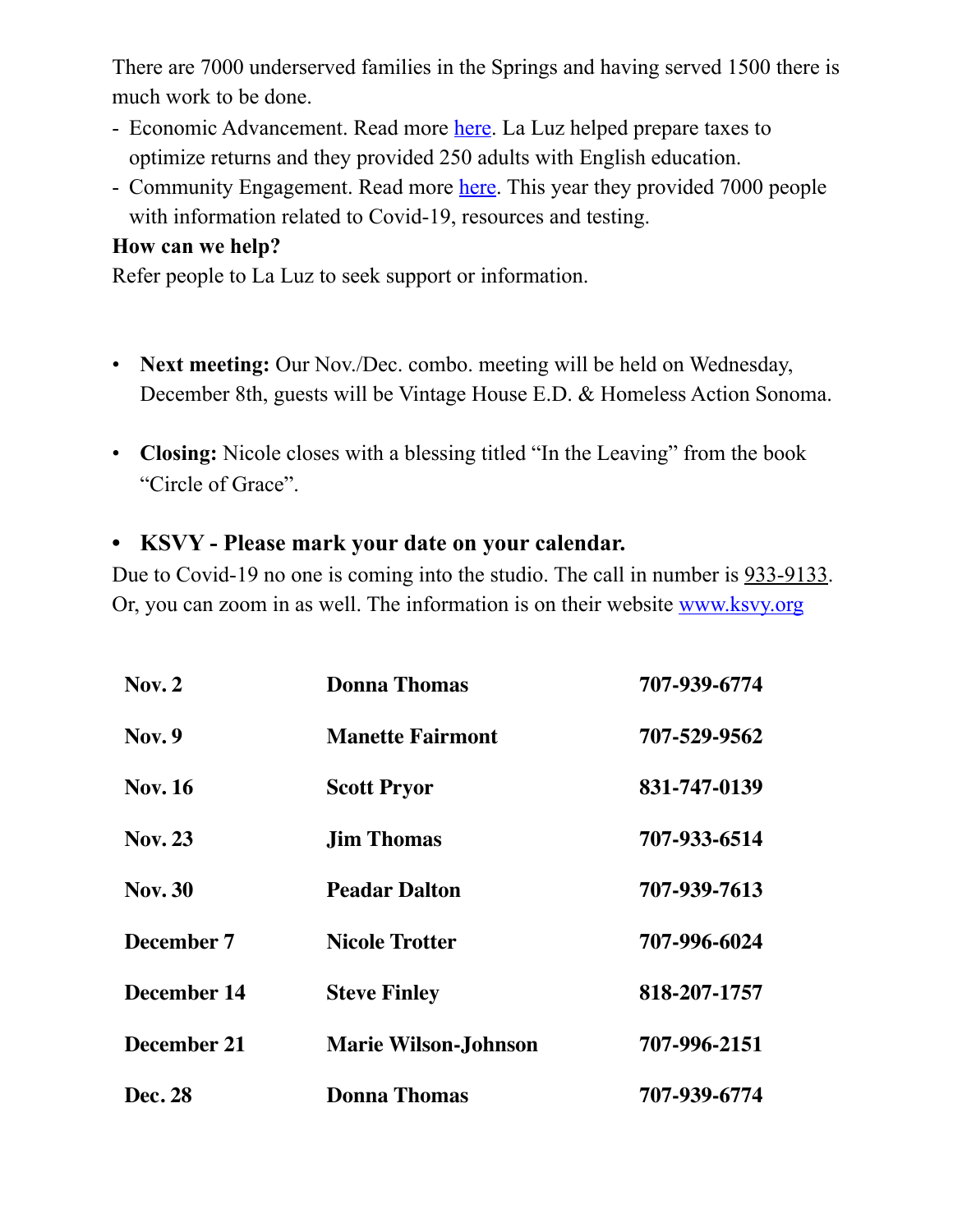There are 7000 underserved families in the Springs and having served 1500 there is much work to be done.

- Economic Advancement. Read more here. La Luz helped prepare taxes to optimize returns and they provided 250 adults with English education.
- Community Engagement. Read more here. This year they provided 7000 people with information related to Covid-19, resources and testing.

**How can we help?**

Refer people to La Luz to seek support or information.

- **Next meeting:** Our Nov./Dec. combo. meeting will be held on Wednesday, December 8th, guests will be Vintage House E.D. & Homeless Action Sonoma.

- **Closing:** Nicole closes with a blessing titled "In the Leaving" from the book "Circle of Grace".

- **KSVY - Please mark your date on your calendar.**

Due to Covid-19 no one is coming into the studio. The call in number is 933-9133. Or, you can zoom in as well. The information is on their website www.ksvy.org

| | | |
|---|---|---|
| **Nov. 2** | **Donna Thomas** | **707-939-6774** |
| **Nov. 9** | **Manette Fairmont** | **707-529-9562** |
| **Nov. 16** | **Scott Pryor** | **831-747-0139** |
| **Nov. 23** | **Jim Thomas** | **707-933-6514** |
| **Nov. 30** | **Peadar Dalton** | **707-939-7613** |
| **December 7** | **Nicole Trotter** | **707-996-6024** |
| **December 14** | **Steve Finley** | **818-207-1757** |
| **December 21** | **Marie Wilson-Johnson** | **707-996-2151** |
| **Dec. 28** | **Donna Thomas** | **707-939-6774** |